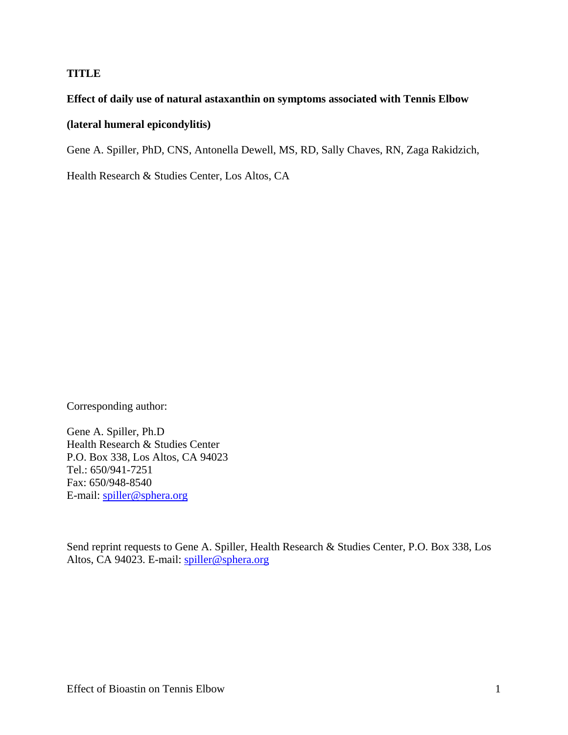**TITLE**

# Effect of daily use of natural astaxanthin on symptoms associated with Tennis Elbow (lateral humeral epicondylitis)

Gene A. Spiller, PhD, CNS, Antonella Dewell, MS, RD, Sally Chaves, RN, Zaga Rakidzich,

Health Research & Studies Center, Los Altos, CA

Corresponding author:

Gene A. Spiller, Ph.D  
Health Research & Studies Center  
P.O. Box 338, Los Altos, CA 94023  
Tel.: 650/941-7251  
Fax: 650/948-8540  
E-mail: spiller@sphera.org

Send reprint requests to Gene A. Spiller, Health Research & Studies Center, P.O. Box 338, Los Altos, CA 94023. E-mail: spiller@sphera.org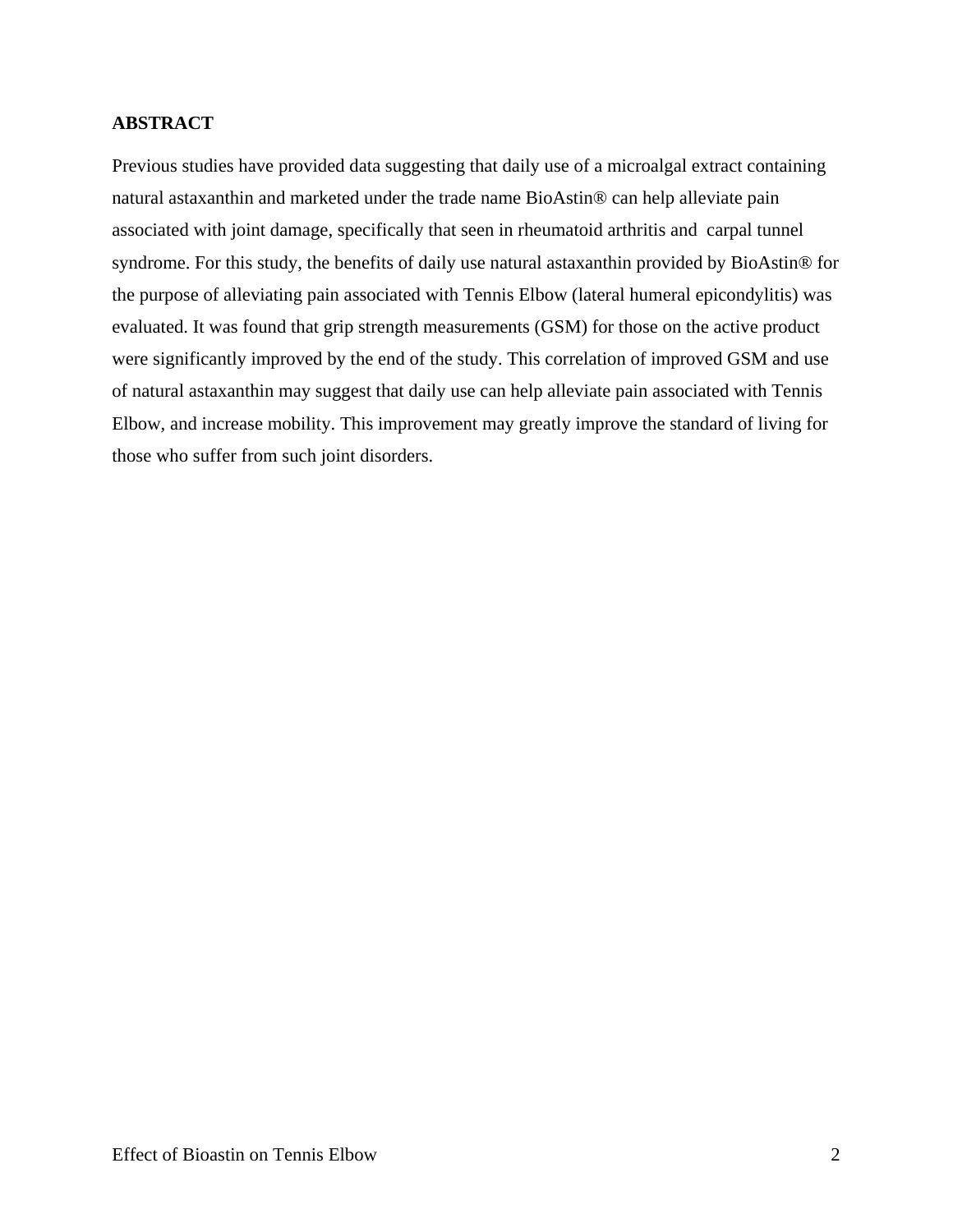**ABSTRACT**

Previous studies have provided data suggesting that daily use of a microalgal extract containing natural astaxanthin and marketed under the trade name BioAstin® can help alleviate pain associated with joint damage, specifically that seen in rheumatoid arthritis and carpal tunnel syndrome. For this study, the benefits of daily use natural astaxanthin provided by BioAstin® for the purpose of alleviating pain associated with Tennis Elbow (lateral humeral epicondylitis) was evaluated. It was found that grip strength measurements (GSM) for those on the active product were significantly improved by the end of the study. This correlation of improved GSM and use of natural astaxanthin may suggest that daily use can help alleviate pain associated with Tennis Elbow, and increase mobility. This improvement may greatly improve the standard of living for those who suffer from such joint disorders.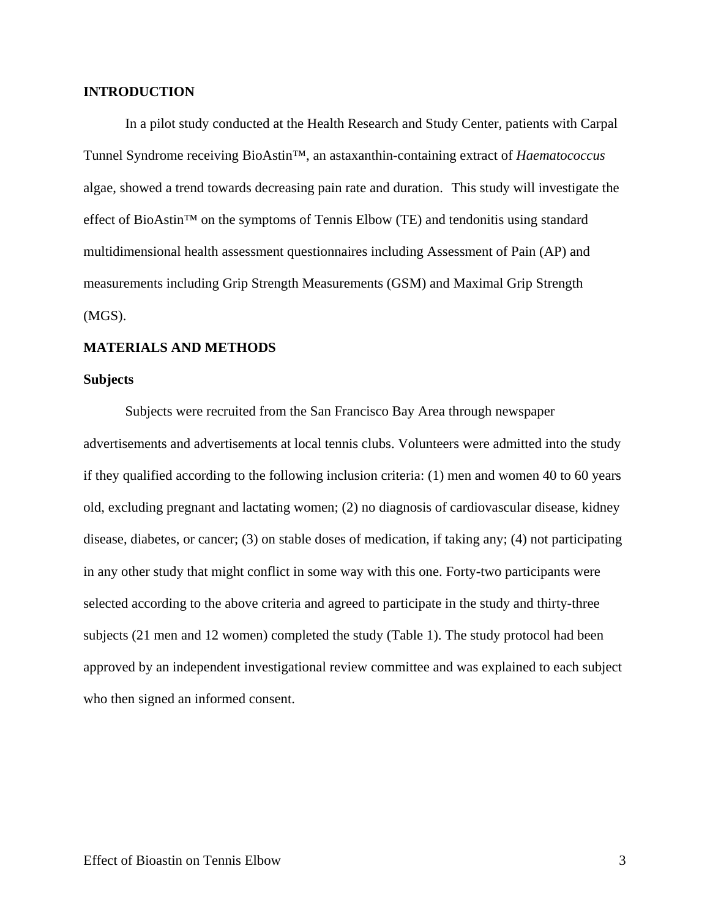## INTRODUCTION

In a pilot study conducted at the Health Research and Study Center, patients with Carpal Tunnel Syndrome receiving BioAstin™, an astaxanthin-containing extract of *Haematococcus* algae, showed a trend towards decreasing pain rate and duration. This study will investigate the effect of BioAstin™ on the symptoms of Tennis Elbow (TE) and tendonitis using standard multidimensional health assessment questionnaires including Assessment of Pain (AP) and measurements including Grip Strength Measurements (GSM) and Maximal Grip Strength (MGS).

## MATERIALS AND METHODS

### Subjects

Subjects were recruited from the San Francisco Bay Area through newspaper advertisements and advertisements at local tennis clubs. Volunteers were admitted into the study if they qualified according to the following inclusion criteria: (1) men and women 40 to 60 years old, excluding pregnant and lactating women; (2) no diagnosis of cardiovascular disease, kidney disease, diabetes, or cancer; (3) on stable doses of medication, if taking any; (4) not participating in any other study that might conflict in some way with this one. Forty-two participants were selected according to the above criteria and agreed to participate in the study and thirty-three subjects (21 men and 12 women) completed the study (Table 1). The study protocol had been approved by an independent investigational review committee and was explained to each subject who then signed an informed consent.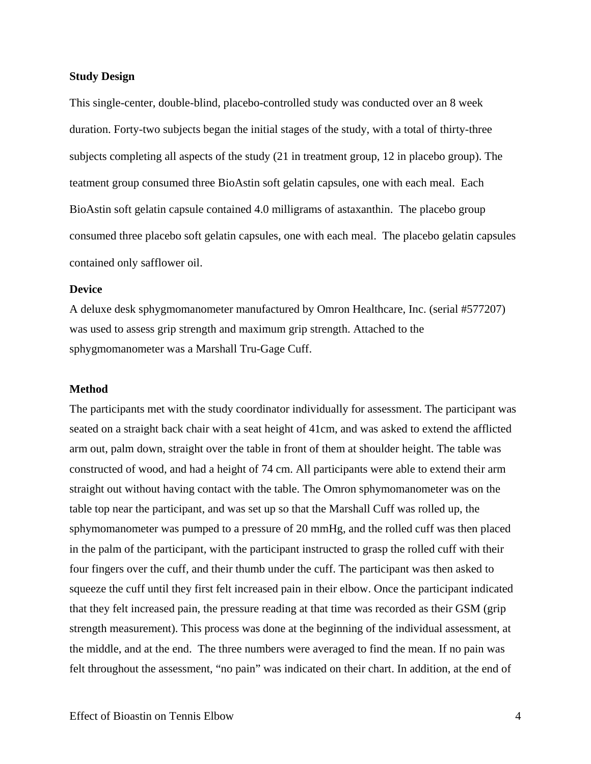**Study Design**

This single-center, double-blind, placebo-controlled study was conducted over an 8 week duration. Forty-two subjects began the initial stages of the study, with a total of thirty-three subjects completing all aspects of the study (21 in treatment group, 12 in placebo group). The teatment group consumed three BioAstin soft gelatin capsules, one with each meal. Each BioAstin soft gelatin capsule contained 4.0 milligrams of astaxanthin. The placebo group consumed three placebo soft gelatin capsules, one with each meal. The placebo gelatin capsules contained only safflower oil.

**Device**

A deluxe desk sphygmomanometer manufactured by Omron Healthcare, Inc. (serial #577207) was used to assess grip strength and maximum grip strength. Attached to the sphygmomanometer was a Marshall Tru-Gage Cuff.

**Method**

The participants met with the study coordinator individually for assessment. The participant was seated on a straight back chair with a seat height of 41cm, and was asked to extend the afflicted arm out, palm down, straight over the table in front of them at shoulder height. The table was constructed of wood, and had a height of 74 cm. All participants were able to extend their arm straight out without having contact with the table. The Omron sphymomanometer was on the table top near the participant, and was set up so that the Marshall Cuff was rolled up, the sphymomanometer was pumped to a pressure of 20 mmHg, and the rolled cuff was then placed in the palm of the participant, with the participant instructed to grasp the rolled cuff with their four fingers over the cuff, and their thumb under the cuff. The participant was then asked to squeeze the cuff until they first felt increased pain in their elbow. Once the participant indicated that they felt increased pain, the pressure reading at that time was recorded as their GSM (grip strength measurement). This process was done at the beginning of the individual assessment, at the middle, and at the end. The three numbers were averaged to find the mean. If no pain was felt throughout the assessment, "no pain" was indicated on their chart. In addition, at the end of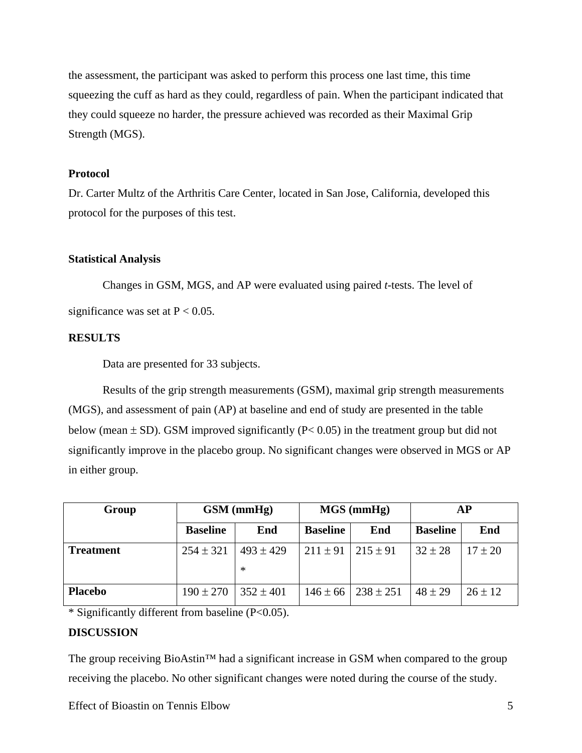the assessment, the participant was asked to perform this process one last time, this time squeezing the cuff as hard as they could, regardless of pain. When the participant indicated that they could squeeze no harder, the pressure achieved was recorded as their Maximal Grip Strength (MGS).

**Protocol**

Dr. Carter Multz of the Arthritis Care Center, located in San Jose, California, developed this protocol for the purposes of this test.

**Statistical Analysis**

Changes in GSM, MGS, and AP were evaluated using paired *t*-tests. The level of significance was set at $P < 0.05$.

**RESULTS**

Data are presented for 33 subjects.

Results of the grip strength measurements (GSM), maximal grip strength measurements (MGS), and assessment of pain (AP) at baseline and end of study are presented in the table below (mean ± SD). GSM improved significantly ($P < 0.05$) in the treatment group but did not significantly improve in the placebo group. No significant changes were observed in MGS or AP in either group.

| Group | GSM (mmHg) | | MGS (mmHg) | | AP | |
|---|---|---|---|---|---|---|
| | Baseline | End | Baseline | End | Baseline | End |
| **Treatment** | 254 ± 321 | 493 ± 429 * | 211 ± 91 | 215 ± 91 | 32 ± 28 | 17 ± 20 |
| **Placebo** | 190 ± 270 | 352 ± 401 | 146 ± 66 | 238 ± 251 | 48 ± 29 | 26 ± 12 |

* Significantly different from baseline ($P < 0.05$).

**DISCUSSION**

The group receiving BioAstin™ had a significant increase in GSM when compared to the group receiving the placebo. No other significant changes were noted during the course of the study.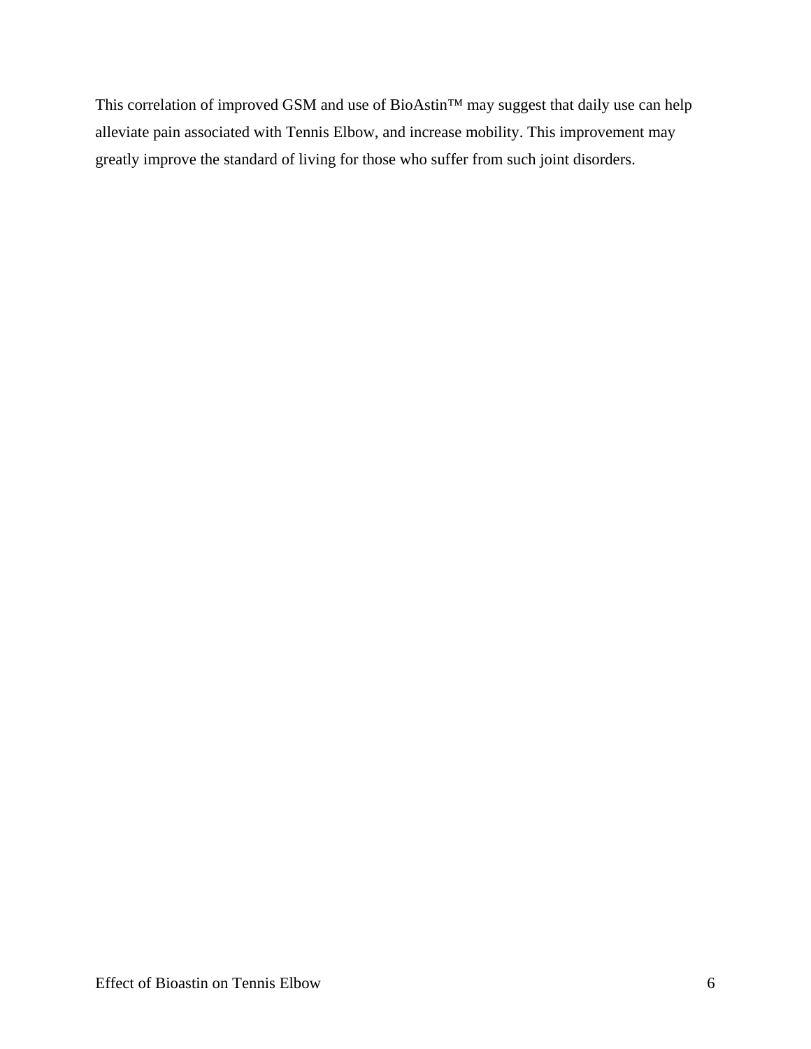This correlation of improved GSM and use of BioAstin™ may suggest that daily use can help alleviate pain associated with Tennis Elbow, and increase mobility. This improvement may greatly improve the standard of living for those who suffer from such joint disorders.